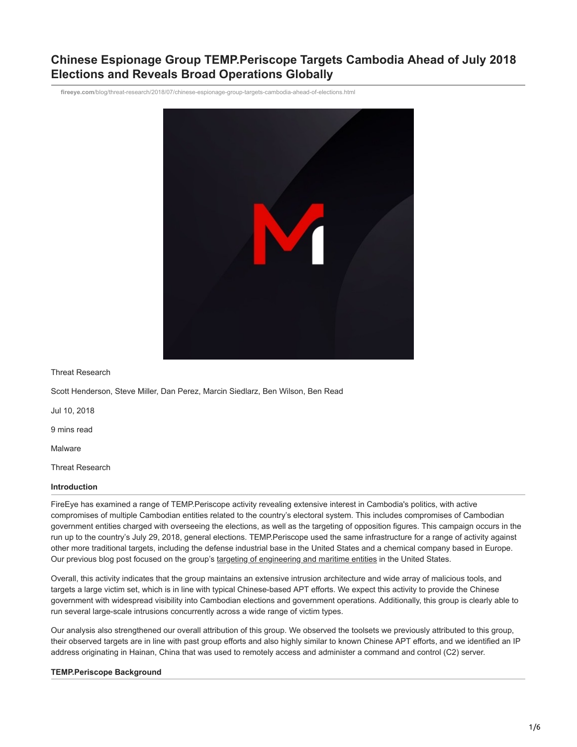# Chinese Espionage Group TEMP.Periscope Targets Cambodia Ahead of July 2018 Elections and Reveals Broad Operations Globally

fireeye.com/blog/threat-research/2018/07/chinese-espionage-group-targets-cambodia-ahead-of-elections.html

Threat Research

Scott Henderson, Steve Miller, Dan Perez, Marcin Siedlarz, Ben Wilson, Ben Read

Jul 10, 2018

9 mins read

Malware

Threat Research

## Introduction

FireEye has examined a range of TEMP.Periscope activity revealing extensive interest in Cambodia's politics, with active compromises of multiple Cambodian entities related to the country's electoral system. This includes compromises of Cambodian government entities charged with overseeing the elections, as well as the targeting of opposition figures. This campaign occurs in the run up to the country's July 29, 2018, general elections. TEMP.Periscope used the same infrastructure for a range of activity against other more traditional targets, including the defense industrial base in the United States and a chemical company based in Europe. Our previous blog post focused on the group's targeting of engineering and maritime entities in the United States.

Overall, this activity indicates that the group maintains an extensive intrusion architecture and wide array of malicious tools, and targets a large victim set, which is in line with typical Chinese-based APT efforts. We expect this activity to provide the Chinese government with widespread visibility into Cambodian elections and government operations. Additionally, this group is clearly able to run several large-scale intrusions concurrently across a wide range of victim types.

Our analysis also strengthened our overall attribution of this group. We observed the toolsets we previously attributed to this group, their observed targets are in line with past group efforts and also highly similar to known Chinese APT efforts, and we identified an IP address originating in Hainan, China that was used to remotely access and administer a command and control (C2) server.

## TEMP.Periscope Background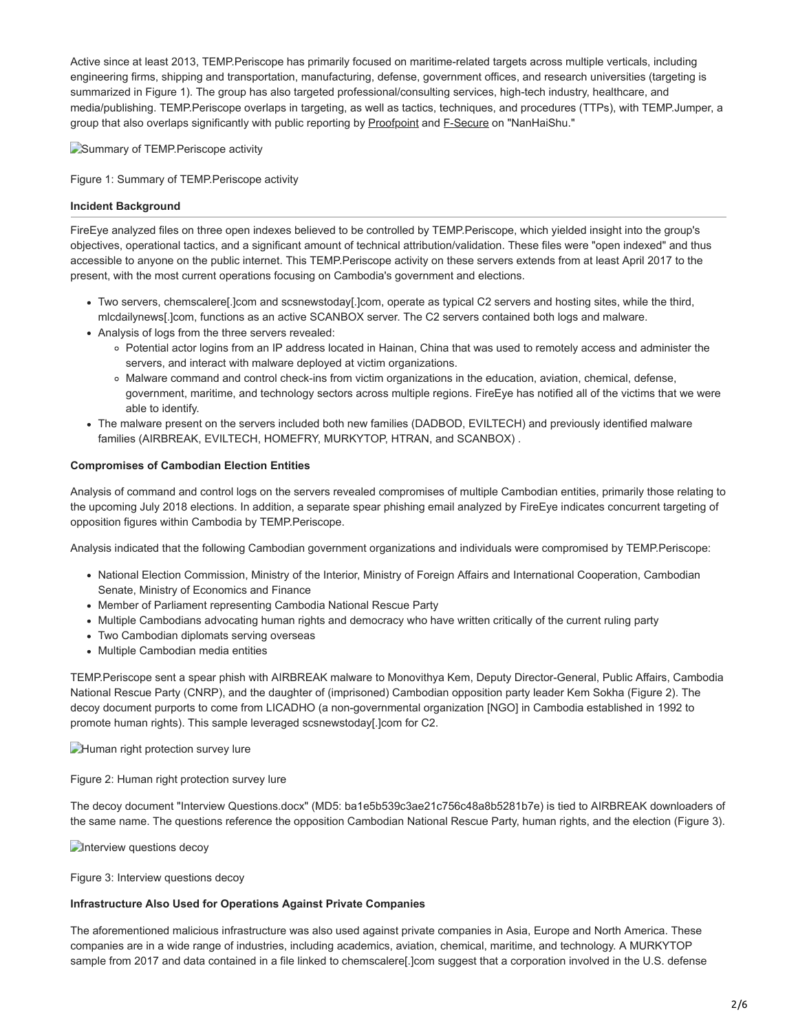Active since at least 2013, TEMP.Periscope has primarily focused on maritime-related targets across multiple verticals, including engineering firms, shipping and transportation, manufacturing, defense, government offices, and research universities (targeting is summarized in Figure 1). The group has also targeted professional/consulting services, high-tech industry, healthcare, and media/publishing. TEMP.Periscope overlaps in targeting, as well as tactics, techniques, and procedures (TTPs), with TEMP.Jumper, a group that also overlaps significantly with public reporting by Proofpoint and F-Secure on "NanHaiShu."

Summary of TEMP.Periscope activity

Figure 1: Summary of TEMP.Periscope activity

**Incident Background**

FireEye analyzed files on three open indexes believed to be controlled by TEMP.Periscope, which yielded insight into the group's objectives, operational tactics, and a significant amount of technical attribution/validation. These files were "open indexed" and thus accessible to anyone on the public internet. This TEMP.Periscope activity on these servers extends from at least April 2017 to the present, with the most current operations focusing on Cambodia's government and elections.

- Two servers, chemscalere[.]com and scsnewstoday[.]com, operate as typical C2 servers and hosting sites, while the third, mlcdailynews[.]com, functions as an active SCANBOX server. The C2 servers contained both logs and malware.
- Analysis of logs from the three servers revealed:
  - Potential actor logins from an IP address located in Hainan, China that was used to remotely access and administer the servers, and interact with malware deployed at victim organizations.
  - Malware command and control check-ins from victim organizations in the education, aviation, chemical, defense, government, maritime, and technology sectors across multiple regions. FireEye has notified all of the victims that we were able to identify.
- The malware present on the servers included both new families (DADBOD, EVILTECH) and previously identified malware families (AIRBREAK, EVILTECH, HOMEFRY, MURKYTOP, HTRAN, and SCANBOX) .

**Compromises of Cambodian Election Entities**

Analysis of command and control logs on the servers revealed compromises of multiple Cambodian entities, primarily those relating to the upcoming July 2018 elections. In addition, a separate spear phishing email analyzed by FireEye indicates concurrent targeting of opposition figures within Cambodia by TEMP.Periscope.

Analysis indicated that the following Cambodian government organizations and individuals were compromised by TEMP.Periscope:

- National Election Commission, Ministry of the Interior, Ministry of Foreign Affairs and International Cooperation, Cambodian Senate, Ministry of Economics and Finance
- Member of Parliament representing Cambodia National Rescue Party
- Multiple Cambodians advocating human rights and democracy who have written critically of the current ruling party
- Two Cambodian diplomats serving overseas
- Multiple Cambodian media entities

TEMP.Periscope sent a spear phish with AIRBREAK malware to Monovithya Kem, Deputy Director-General, Public Affairs, Cambodia National Rescue Party (CNRP), and the daughter of (imprisoned) Cambodian opposition party leader Kem Sokha (Figure 2). The decoy document purports to come from LICADHO (a non-governmental organization [NGO] in Cambodia established in 1992 to promote human rights). This sample leveraged scsnewstoday[.]com for C2.

Human right protection survey lure

Figure 2: Human right protection survey lure

The decoy document "Interview Questions.docx" (MD5: ba1e5b539c3ae21c756c48a8b5281b7e) is tied to AIRBREAK downloaders of the same name. The questions reference the opposition Cambodian National Rescue Party, human rights, and the election (Figure 3).

Interview questions decoy

Figure 3: Interview questions decoy

**Infrastructure Also Used for Operations Against Private Companies**

The aforementioned malicious infrastructure was also used against private companies in Asia, Europe and North America. These companies are in a wide range of industries, including academics, aviation, chemical, maritime, and technology. A MURKYTOP sample from 2017 and data contained in a file linked to chemscalere[.]com suggest that a corporation involved in the U.S. defense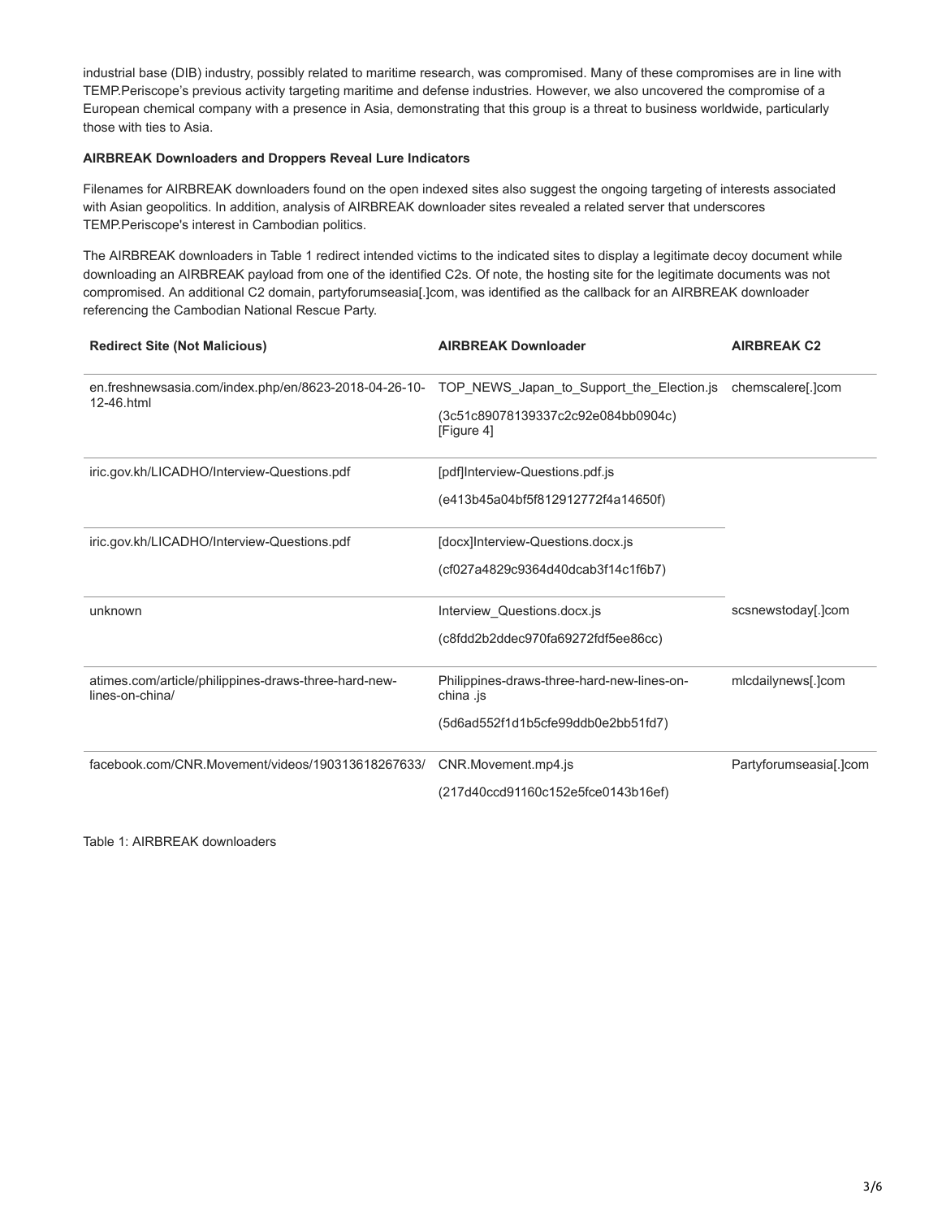industrial base (DIB) industry, possibly related to maritime research, was compromised. Many of these compromises are in line with TEMP.Periscope's previous activity targeting maritime and defense industries. However, we also uncovered the compromise of a European chemical company with a presence in Asia, demonstrating that this group is a threat to business worldwide, particularly those with ties to Asia.

**AIRBREAK Downloaders and Droppers Reveal Lure Indicators**

Filenames for AIRBREAK downloaders found on the open indexed sites also suggest the ongoing targeting of interests associated with Asian geopolitics. In addition, analysis of AIRBREAK downloader sites revealed a related server that underscores TEMP.Periscope's interest in Cambodian politics.

The AIRBREAK downloaders in Table 1 redirect intended victims to the indicated sites to display a legitimate decoy document while downloading an AIRBREAK payload from one of the identified C2s. Of note, the hosting site for the legitimate documents was not compromised. An additional C2 domain, partyforumseasia[.]com, was identified as the callback for an AIRBREAK downloader referencing the Cambodian National Rescue Party.

| Redirect Site (Not Malicious) | AIRBREAK Downloader | AIRBREAK C2 |
| --- | --- | --- |
| en.freshnewsasia.com/index.php/en/8623-2018-04-26-10-12-46.html | TOP_NEWS_Japan_to_Support_the_Election.js (3c51c89078139337c2c92e084bb0904c) [Figure 4] | chemscalere[.]com |
| iric.gov.kh/LICADHO/Interview-Questions.pdf | [pdf]Interview-Questions.pdf.js (e413b45a04bf5f812912772f4a14650f) | scsnewstoday[.]com |
| iric.gov.kh/LICADHO/Interview-Questions.pdf | [docx]Interview-Questions.docx.js (cf027a4829c9364d40dcab3f14c1f6b7) | scsnewstoday[.]com |
| unknown | Interview_Questions.docx.js (c8fdd2b2ddec970fa69272fdf5ee86cc) | scsnewstoday[.]com |
| atimes.com/article/philippines-draws-three-hard-new-lines-on-china/ | Philippines-draws-three-hard-new-lines-on-china .js (5d6ad552f1d1b5cfe99ddb0e2bb51fd7) | mlcdailynews[.]com |
| facebook.com/CNR.Movement/videos/190313618267633/ | CNR.Movement.mp4.js (217d40ccd91160c152e5fce0143b16ef) | Partyforumseasia[.]com |

Table 1: AIRBREAK downloaders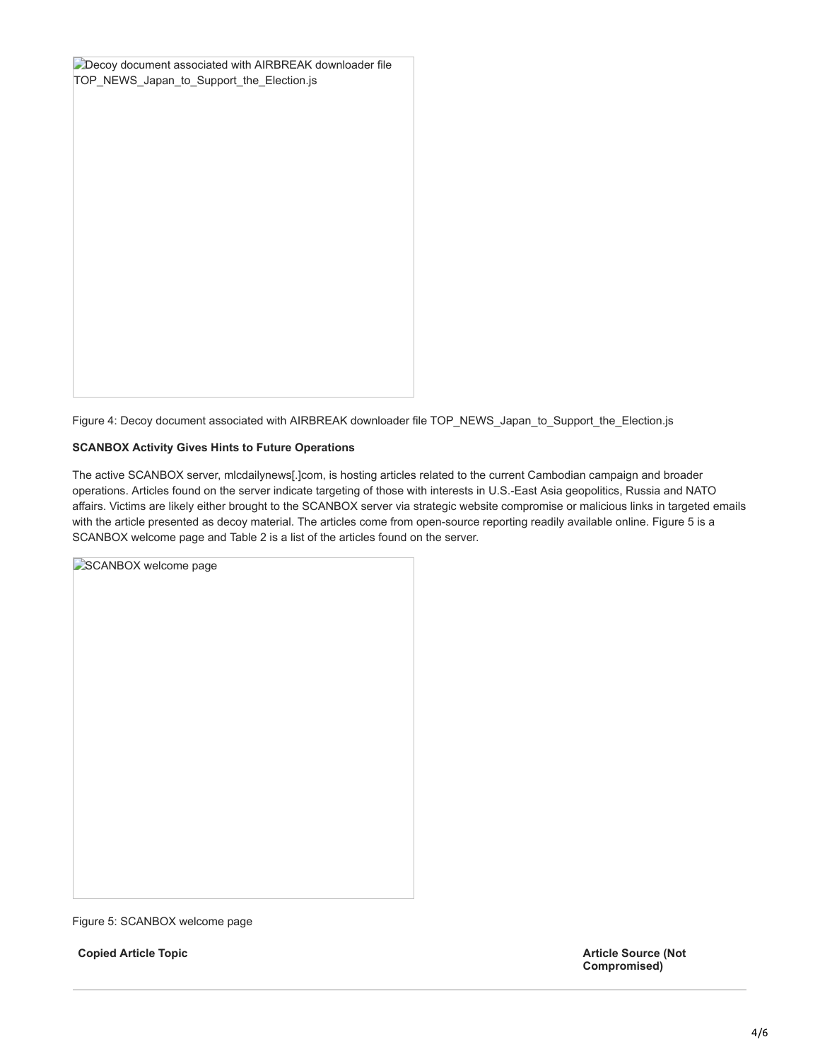Decoy document associated with AIRBREAK downloader file TOP_NEWS_Japan_to_Support_the_Election.js

Figure 4: Decoy document associated with AIRBREAK downloader file TOP_NEWS_Japan_to_Support_the_Election.js

**SCANBOX Activity Gives Hints to Future Operations**

The active SCANBOX server, mlcdailynews[.]com, is hosting articles related to the current Cambodian campaign and broader operations. Articles found on the server indicate targeting of those with interests in U.S.-East Asia geopolitics, Russia and NATO affairs. Victims are likely either brought to the SCANBOX server via strategic website compromise or malicious links in targeted emails with the article presented as decoy material. The articles come from open-source reporting readily available online. Figure 5 is a SCANBOX welcome page and Table 2 is a list of the articles found on the server.

SCANBOX welcome page

Figure 5: SCANBOX welcome page

| Copied Article Topic | Article Source (Not Compromised) |
| --- | --- |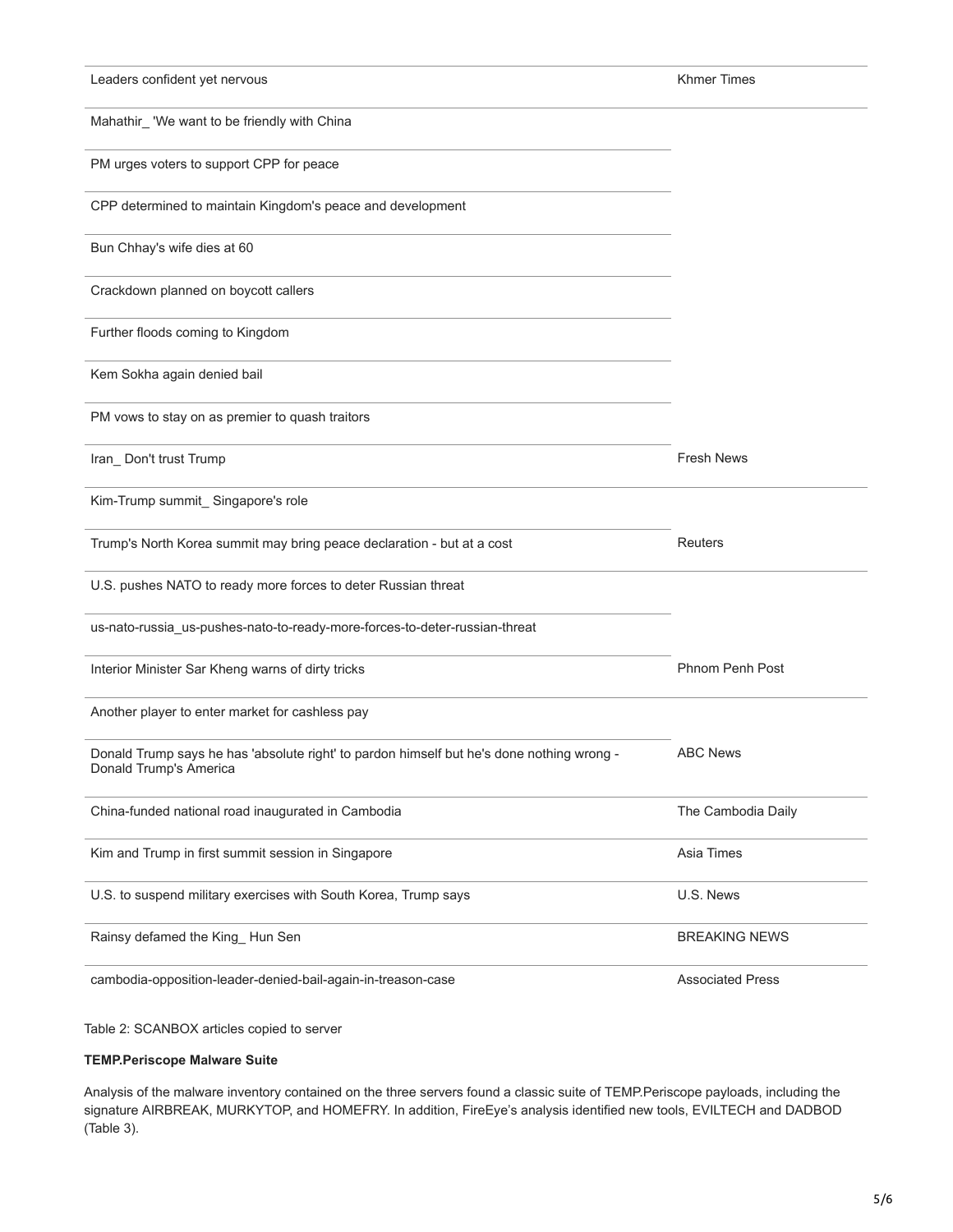| Article | Source |
| --- | --- |
| Leaders confident yet nervous | Khmer Times |
| Mahathir_ 'We want to be friendly with China | |
| PM urges voters to support CPP for peace | |
| CPP determined to maintain Kingdom's peace and development | |
| Bun Chhay's wife dies at 60 | |
| Crackdown planned on boycott callers | |
| Further floods coming to Kingdom | |
| Kem Sokha again denied bail | |
| PM vows to stay on as premier to quash traitors | |
| Iran_ Don't trust Trump | Fresh News |
| Kim-Trump summit_ Singapore's role | |
| Trump's North Korea summit may bring peace declaration - but at a cost | Reuters |
| U.S. pushes NATO to ready more forces to deter Russian threat | |
| us-nato-russia_us-pushes-nato-to-ready-more-forces-to-deter-russian-threat | |
| Interior Minister Sar Kheng warns of dirty tricks | Phnom Penh Post |
| Another player to enter market for cashless pay | |
| Donald Trump says he has 'absolute right' to pardon himself but he's done nothing wrong - Donald Trump's America | ABC News |
| China-funded national road inaugurated in Cambodia | The Cambodia Daily |
| Kim and Trump in first summit session in Singapore | Asia Times |
| U.S. to suspend military exercises with South Korea, Trump says | U.S. News |
| Rainsy defamed the King_ Hun Sen | BREAKING NEWS |
| cambodia-opposition-leader-denied-bail-again-in-treason-case | Associated Press |

Table 2: SCANBOX articles copied to server

**TEMP.Periscope Malware Suite**

Analysis of the malware inventory contained on the three servers found a classic suite of TEMP.Periscope payloads, including the signature AIRBREAK, MURKYTOP, and HOMEFRY. In addition, FireEye's analysis identified new tools, EVILTECH and DADBOD (Table 3).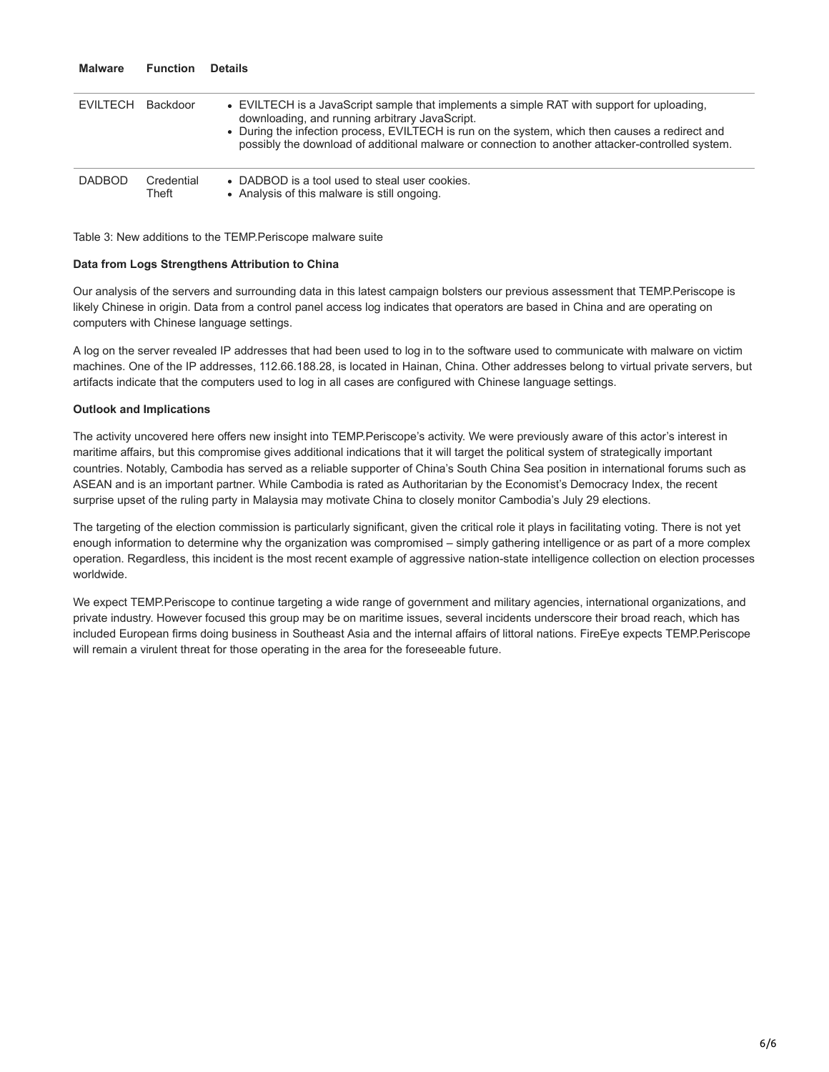| Malware | Function | Details |
| --- | --- | --- |
| EVILTECH | Backdoor | • EVILTECH is a JavaScript sample that implements a simple RAT with support for uploading, downloading, and running arbitrary JavaScript.<br>• During the infection process, EVILTECH is run on the system, which then causes a redirect and possibly the download of additional malware or connection to another attacker-controlled system. |
| DADBOD | Credential Theft | • DADBOD is a tool used to steal user cookies.<br>• Analysis of this malware is still ongoing. |

Table 3: New additions to the TEMP.Periscope malware suite

**Data from Logs Strengthens Attribution to China**

Our analysis of the servers and surrounding data in this latest campaign bolsters our previous assessment that TEMP.Periscope is likely Chinese in origin. Data from a control panel access log indicates that operators are based in China and are operating on computers with Chinese language settings.

A log on the server revealed IP addresses that had been used to log in to the software used to communicate with malware on victim machines. One of the IP addresses, 112.66.188.28, is located in Hainan, China. Other addresses belong to virtual private servers, but artifacts indicate that the computers used to log in all cases are configured with Chinese language settings.

**Outlook and Implications**

The activity uncovered here offers new insight into TEMP.Periscope's activity. We were previously aware of this actor's interest in maritime affairs, but this compromise gives additional indications that it will target the political system of strategically important countries. Notably, Cambodia has served as a reliable supporter of China's South China Sea position in international forums such as ASEAN and is an important partner. While Cambodia is rated as Authoritarian by the Economist's Democracy Index, the recent surprise upset of the ruling party in Malaysia may motivate China to closely monitor Cambodia's July 29 elections.

The targeting of the election commission is particularly significant, given the critical role it plays in facilitating voting. There is not yet enough information to determine why the organization was compromised – simply gathering intelligence or as part of a more complex operation. Regardless, this incident is the most recent example of aggressive nation-state intelligence collection on election processes worldwide.

We expect TEMP.Periscope to continue targeting a wide range of government and military agencies, international organizations, and private industry. However focused this group may be on maritime issues, several incidents underscore their broad reach, which has included European firms doing business in Southeast Asia and the internal affairs of littoral nations. FireEye expects TEMP.Periscope will remain a virulent threat for those operating in the area for the foreseeable future.